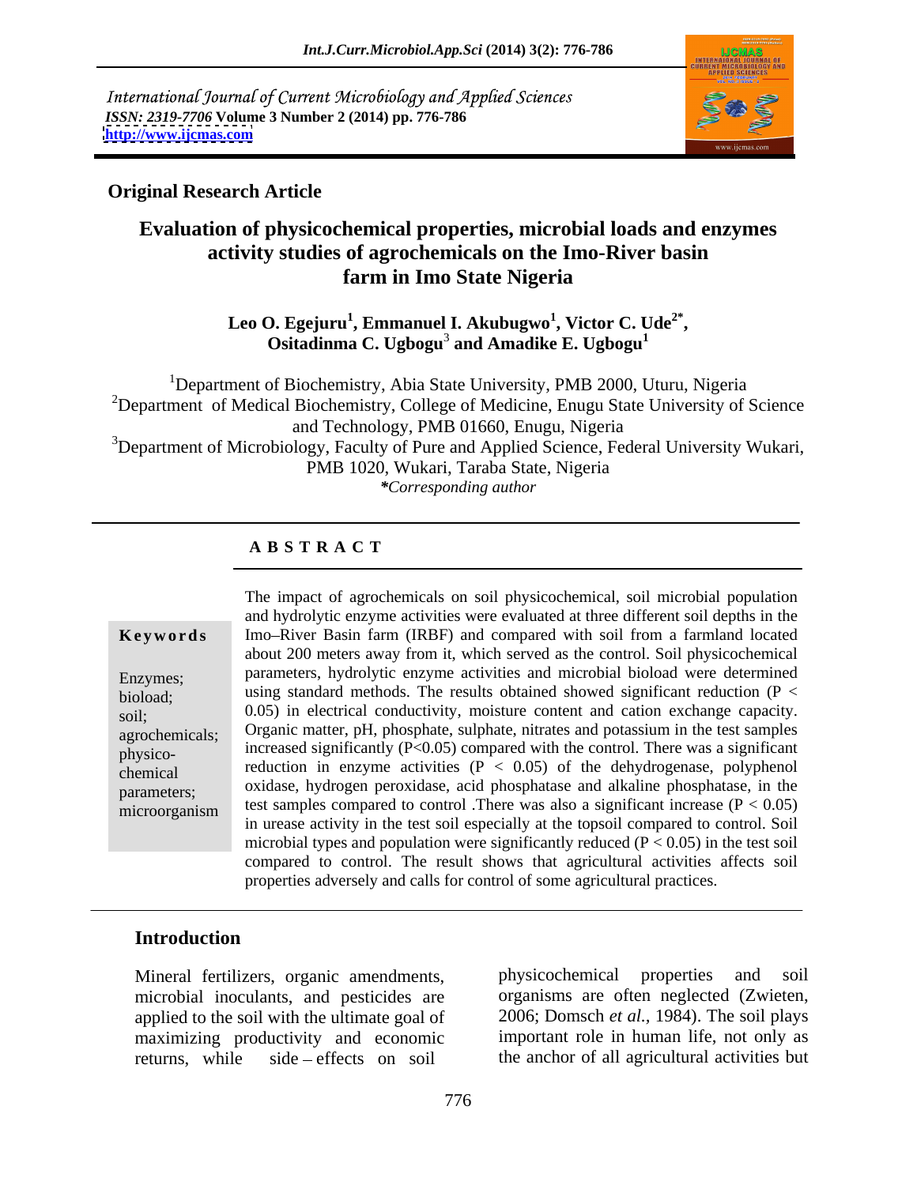International Journal of Current Microbiology and Applied Sciences
*ISSN: 2319-7706* **Volume 3 Number 2 (2014) pp. 776-786**
**http://www.ijcmas.com**

**Original Research Article**

# Evaluation of physicochemical properties, microbial loads and enzymes activity studies of agrochemicals on the Imo-River basin farm in Imo State Nigeria

**Leo O. Egejuru[1], Emmanuel I. Akubugwo[1], Victor C. Ude[2*], Ositadinma C. Ugbogu[3] and Amadike E. Ugbogu[1]**

[1]Department of Biochemistry, Abia State University, PMB 2000, Uturu, Nigeria
[2]Department of Medical Biochemistry, College of Medicine, Enugu State University of Science and Technology, PMB 01660, Enugu, Nigeria
[3]Department of Microbiology, Faculty of Pure and Applied Science, Federal University Wukari, PMB 1020, Wukari, Taraba State, Nigeria
***Corresponding author***

## ABSTRACT

**Keywords**

Enzymes; bioload; soil; agrochemicals; physico-chemical parameters; microorganism

The impact of agrochemicals on soil physicochemical, soil microbial population and hydrolytic enzyme activities were evaluated at three different soil depths in the Imo–River Basin farm (IRBF) and compared with soil from a farmland located about 200 meters away from it, which served as the control. Soil physicochemical parameters, hydrolytic enzyme activities and microbial bioload were determined using standard methods. The results obtained showed significant reduction ($P < 0.05$) in electrical conductivity, moisture content and cation exchange capacity. Organic matter, pH, phosphate, sulphate, nitrates and potassium in the test samples increased significantly ($P<0.05$) compared with the control. There was a significant reduction in enzyme activities ($P < 0.05$) of the dehydrogenase, polyphenol oxidase, hydrogen peroxidase, acid phosphatase and alkaline phosphatase, in the test samples compared to control .There was also a significant increase ($P < 0.05$) in urease activity in the test soil especially at the topsoil compared to control. Soil microbial types and population were significantly reduced ($P < 0.05$) in the test soil compared to control. The result shows that agricultural activities affects soil properties adversely and calls for control of some agricultural practices.

## Introduction

Mineral fertilizers, organic amendments, microbial inoculants, and pesticides are applied to the soil with the ultimate goal of maximizing productivity and economic returns, while side – effects on soil physicochemical properties and soil organisms are often neglected (Zwieten, 2006; Domsch *et al.,* 1984). The soil plays important role in human life, not only as the anchor of all agricultural activities but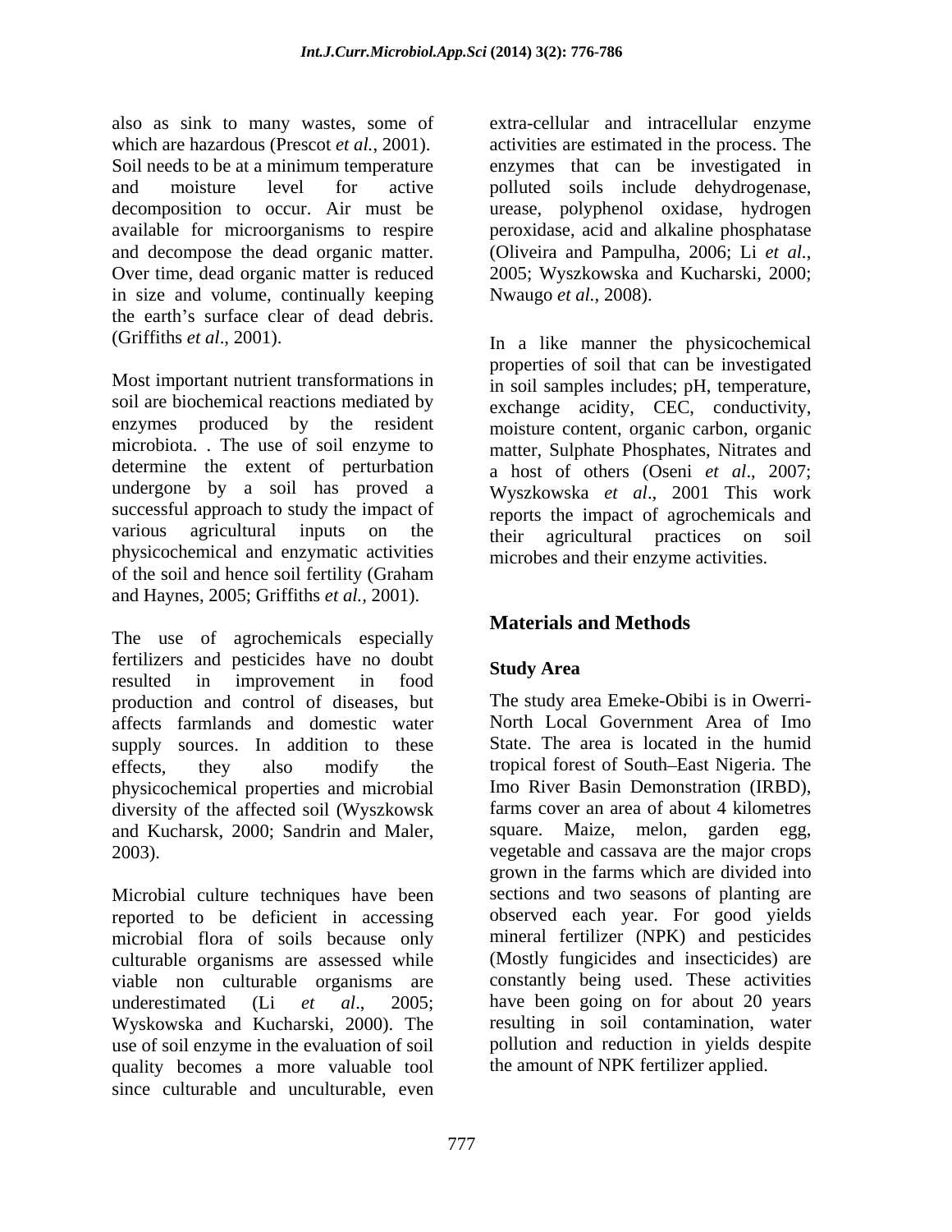also as sink to many wastes, some of which are hazardous (Prescot *et al.,* 2001). Soil needs to be at a minimum temperature and moisture level for active decomposition to occur. Air must be available for microorganisms to respire and decompose the dead organic matter. Over time, dead organic matter is reduced in size and volume, continually keeping the earth's surface clear of dead debris. (Griffiths *et al*., 2001).

Most important nutrient transformations in soil are biochemical reactions mediated by enzymes produced by the resident microbiota. . The use of soil enzyme to determine the extent of perturbation undergone by a soil has proved a successful approach to study the impact of various agricultural inputs on the physicochemical and enzymatic activities of the soil and hence soil fertility (Graham and Haynes, 2005; Griffiths *et al.,* 2001).

The use of agrochemicals especially fertilizers and pesticides have no doubt resulted in improvement in food production and control of diseases, but affects farmlands and domestic water supply sources. In addition to these effects, they also modify the physicochemical properties and microbial diversity of the affected soil (Wyszkowsk and Kucharsk, 2000; Sandrin and Maler, 2003).

Microbial culture techniques have been reported to be deficient in accessing microbial flora of soils because only culturable organisms are assessed while viable non culturable organisms are underestimated (Li *et al*., 2005; Wyskowska and Kucharski, 2000). The use of soil enzyme in the evaluation of soil quality becomes a more valuable tool since culturable and unculturable, even extra-cellular and intracellular enzyme activities are estimated in the process. The enzymes that can be investigated in polluted soils include dehydrogenase, urease, polyphenol oxidase, hydrogen peroxidase, acid and alkaline phosphatase (Oliveira and Pampulha, 2006; Li *et al.*, 2005; Wyszkowska and Kucharski, 2000; Nwaugo *et al.*, 2008).

In a like manner the physicochemical properties of soil that can be investigated in soil samples includes; pH, temperature, exchange acidity, CEC, conductivity, moisture content, organic carbon, organic matter, Sulphate Phosphates, Nitrates and a host of others (Oseni *et al*., 2007; Wyszkowska *et al*., 2001 This work reports the impact of agrochemicals and their agricultural practices on soil microbes and their enzyme activities.

## Materials and Methods

### Study Area

The study area Emeke-Obibi is in Owerri-North Local Government Area of Imo State. The area is located in the humid tropical forest of South–East Nigeria. The Imo River Basin Demonstration (IRBD), farms cover an area of about 4 kilometres square. Maize, melon, garden egg, vegetable and cassava are the major crops grown in the farms which are divided into sections and two seasons of planting are observed each year. For good yields mineral fertilizer (NPK) and pesticides (Mostly fungicides and insecticides) are constantly being used. These activities have been going on for about 20 years resulting in soil contamination, water pollution and reduction in yields despite the amount of NPK fertilizer applied.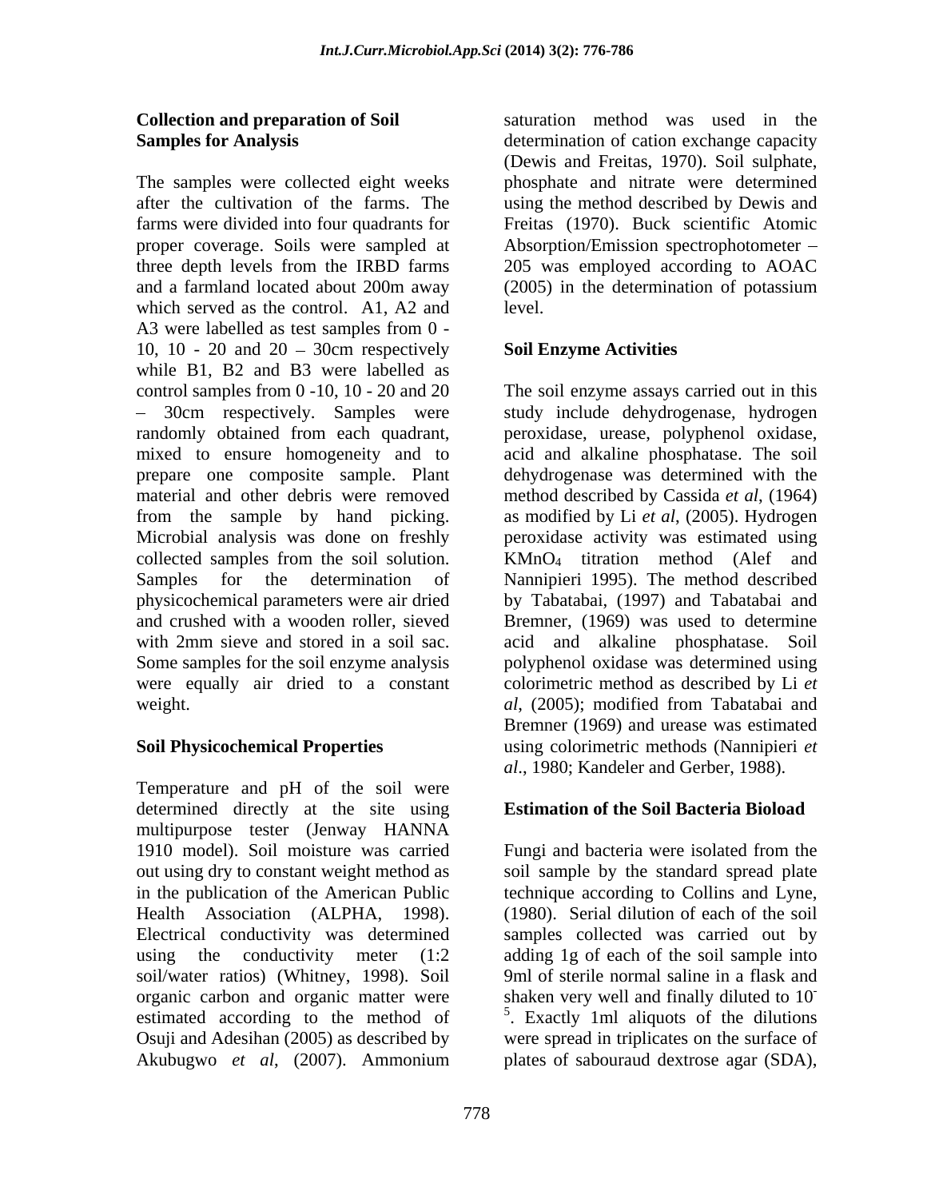## Collection and preparation of Soil Samples for Analysis

The samples were collected eight weeks after the cultivation of the farms. The farms were divided into four quadrants for proper coverage. Soils were sampled at three depth levels from the IRBD farms and a farmland located about 200m away which served as the control. A1, A2 and A3 were labelled as test samples from 0 - 10, 10 - 20 and 20 – 30cm respectively while B1, B2 and B3 were labelled as control samples from 0 -10, 10 - 20 and 20 – 30cm respectively. Samples were randomly obtained from each quadrant, mixed to ensure homogeneity and to prepare one composite sample. Plant material and other debris were removed from the sample by hand picking. Microbial analysis was done on freshly collected samples from the soil solution. Samples for the determination of physicochemical parameters were air dried and crushed with a wooden roller, sieved with 2mm sieve and stored in a soil sac. Some samples for the soil enzyme analysis were equally air dried to a constant weight.

## Soil Physicochemical Properties

Temperature and pH of the soil were determined directly at the site using multipurpose tester (Jenway HANNA 1910 model). Soil moisture was carried out using dry to constant weight method as in the publication of the American Public Health Association (ALPHA, 1998). Electrical conductivity was determined using the conductivity meter (1:2 soil/water ratios) (Whitney, 1998). Soil organic carbon and organic matter were estimated according to the method of Osuji and Adesihan (2005) as described by Akubugwo *et al*, (2007). Ammonium saturation method was used in the determination of cation exchange capacity (Dewis and Freitas, 1970). Soil sulphate, phosphate and nitrate were determined using the method described by Dewis and Freitas (1970). Buck scientific Atomic Absorption/Emission spectrophotometer – 205 was employed according to AOAC (2005) in the determination of potassium level.

## Soil Enzyme Activities

The soil enzyme assays carried out in this study include dehydrogenase, hydrogen peroxidase, urease, polyphenol oxidase, acid and alkaline phosphatase. The soil dehydrogenase was determined with the method described by Cassida *et al*, (1964) as modified by Li *et al*, (2005). Hydrogen peroxidase activity was estimated using $KMnO_4$ titration method (Alef and Nannipieri 1995). The method described by Tabatabai, (1997) and Tabatabai and Bremner, (1969) was used to determine acid and alkaline phosphatase. Soil polyphenol oxidase was determined using colorimetric method as described by Li *et al*, (2005); modified from Tabatabai and Bremner (1969) and urease was estimated using colorimetric methods (Nannipieri *et al*., 1980; Kandeler and Gerber, 1988).

## Estimation of the Soil Bacteria Bioload

Fungi and bacteria were isolated from the soil sample by the standard spread plate technique according to Collins and Lyne, (1980). Serial dilution of each of the soil samples collected was carried out by adding 1g of each of the soil sample into 9ml of sterile normal saline in a flask and shaken very well and finally diluted to $10^{-5}$. Exactly 1ml aliquots of the dilutions were spread in triplicates on the surface of plates of sabouraud dextrose agar (SDA),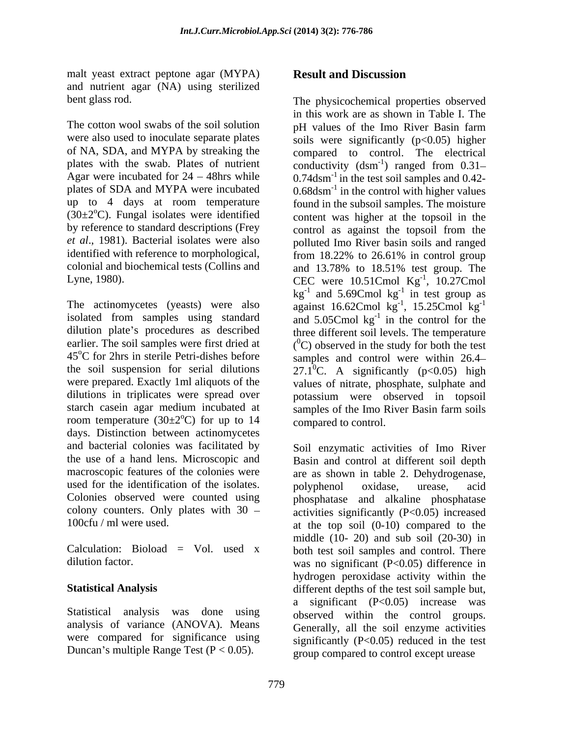malt yeast extract peptone agar (MYPA) and nutrient agar (NA) using sterilized bent glass rod.

The cotton wool swabs of the soil solution were also used to inoculate separate plates of NA, SDA, and MYPA by streaking the plates with the swab. Plates of nutrient Agar were incubated for 24 – 48hrs while plates of SDA and MYPA were incubated up to 4 days at room temperature (30±2$^o$C). Fungal isolates were identified by reference to standard descriptions (Frey *et al*., 1981). Bacterial isolates were also identified with reference to morphological, colonial and biochemical tests (Collins and Lyne, 1980).

The actinomycetes (yeasts) were also isolated from samples using standard dilution plate's procedures as described earlier. The soil samples were first dried at 45$^o$C for 2hrs in sterile Petri-dishes before the soil suspension for serial dilutions were prepared. Exactly 1ml aliquots of the dilutions in triplicates were spread over starch casein agar medium incubated at room temperature (30±2$^o$C) for up to 14 days. Distinction between actinomycetes and bacterial colonies was facilitated by the use of a hand lens. Microscopic and macroscopic features of the colonies were used for the identification of the isolates. Colonies observed were counted using colony counters. Only plates with 30 – 100cfu / ml were used.

Calculation: Bioload = Vol. used x dilution factor.

## Statistical Analysis

Statistical analysis was done using analysis of variance (ANOVA). Means were compared for significance using Duncan's multiple Range Test ($P < 0.05$).

## Result and Discussion

The physicochemical properties observed in this work are as shown in Table I. The pH values of the Imo River Basin farm soils were significantly ($p<0.05$) higher compared to control. The electrical conductivity (dsm$^{-1}$) ranged from 0.31– 0.74dsm$^{-1}$ in the test soil samples and 0.42- 0.68dsm$^{-1}$ in the control with higher values found in the subsoil samples. The moisture content was higher at the topsoil in the control as against the topsoil from the polluted Imo River basin soils and ranged from 18.22% to 26.61% in control group and 13.78% to 18.51% test group. The CEC were 10.51Cmol Kg$^{-1}$, 10.27Cmol kg$^{-1}$ and 5.69Cmol kg$^{-1}$ in test group as against 16.62Cmol kg$^{-1}$, 15.25Cmol kg$^{-1}$ and 5.05Cmol kg$^{-1}$ in the control for the three different soil levels. The temperature ($^0$C) observed in the study for both the test samples and control were within 26.4– 27.1$^0$C. A significantly ($p<0.05$) high values of nitrate, phosphate, sulphate and potassium were observed in topsoil samples of the Imo River Basin farm soils compared to control.

Soil enzymatic activities of Imo River Basin and control at different soil depth are as shown in table 2. Dehydrogenase, polyphenol oxidase, urease, acid phosphatase and alkaline phosphatase activities significantly ($P<0.05$) increased at the top soil (0-10) compared to the middle (10- 20) and sub soil (20-30) in both test soil samples and control. There was no significant ($P<0.05$) difference in hydrogen peroxidase activity within the different depths of the test soil sample but, a significant ($P<0.05$) increase was observed within the control groups. Generally, all the soil enzyme activities significantly ($P<0.05$) reduced in the test group compared to control except urease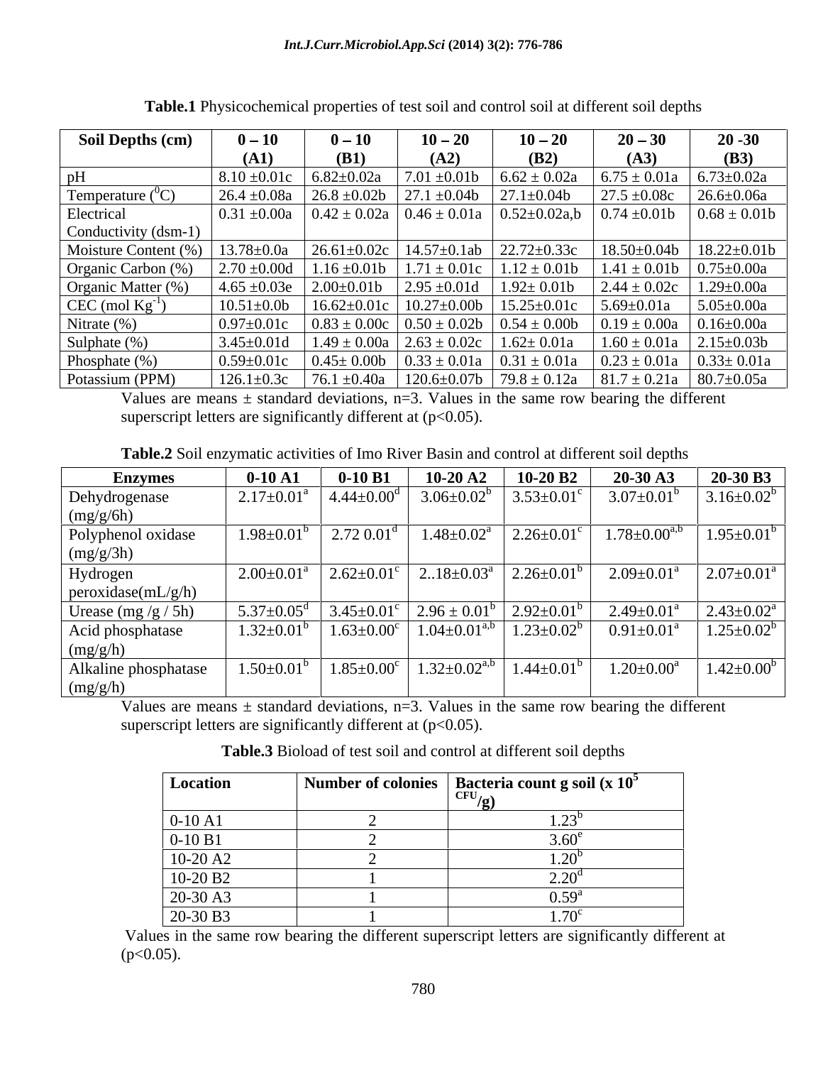**Table.1** Physicochemical properties of test soil and control soil at different soil depths

| Soil Depths (cm) | 0 – 10 (A1) | 0 – 10 (B1) | 10 – 20 (A2) | 10 – 20 (B2) | 20 – 30 (A3) | 20 -30 (B3) |
|---|---|---|---|---|---|---|
| pH | 8.10 ±0.01c | 6.82±0.02a | 7.01 ±0.01b | 6.62 ± 0.02a | 6.75 ± 0.01a | 6.73±0.02a |
| Temperature ($^0$C) | 26.4 ±0.08a | 26.8 ±0.02b | 27.1 ±0.04b | 27.1±0.04b | 27.5 ±0.08c | 26.6±0.06a |
| Electrical Conductivity (dsm-1) | 0.31 ±0.00a | 0.42 ± 0.02a | 0.46 ± 0.01a | 0.52±0.02a,b | 0.74 ±0.01b | 0.68 ± 0.01b |
| Moisture Content (%) | 13.78±0.0a | 26.61±0.02c | 14.57±0.1ab | 22.72±0.33c | 18.50±0.04b | 18.22±0.01b |
| Organic Carbon (%) | 2.70 ±0.00d | 1.16 ±0.01b | 1.71 ± 0.01c | 1.12 ± 0.01b | 1.41 ± 0.01b | 0.75±0.00a |
| Organic Matter (%) | 4.65 ±0.03e | 2.00±0.01b | 2.95 ±0.01d | 1.92± 0.01b | 2.44 ± 0.02c | 1.29±0.00a |
| CEC (mol $Kg^{-1}$) | 10.51±0.0b | 16.62±0.01c | 10.27±0.00b | 15.25±0.01c | 5.69±0.01a | 5.05±0.00a |
| Nitrate (%) | 0.97±0.01c | 0.83 ± 0.00c | 0.50 ± 0.02b | 0.54 ± 0.00b | 0.19 ± 0.00a | 0.16±0.00a |
| Sulphate (%) | 3.45±0.01d | 1.49 ± 0.00a | 2.63 ± 0.02c | 1.62± 0.01a | 1.60 ± 0.01a | 2.15±0.03b |
| Phosphate (%) | 0.59±0.01c | 0.45± 0.00b | 0.33 ± 0.01a | 0.31 ± 0.01a | 0.23 ± 0.01a | 0.33± 0.01a |
| Potassium (PPM) | 126.1±0.3c | 76.1 ±0.40a | 120.6±0.07b | 79.8 ± 0.12a | 81.7 ± 0.21a | 80.7±0.05a |

Values are means ± standard deviations, n=3. Values in the same row bearing the different superscript letters are significantly different at ($p<0.05$).

**Table.2** Soil enzymatic activities of Imo River Basin and control at different soil depths

| Enzymes | 0-10 A1 | 0-10 B1 | 10-20 A2 | 10-20 B2 | 20-30 A3 | 20-30 B3 |
|---|---|---|---|---|---|---|
| Dehydrogenase (mg/g/6h) | $2.17±0.01^a$ | $4.44±0.00^d$ | $3.06±0.02^b$ | $3.53±0.01^c$ | $3.07±0.01^b$ | $3.16±0.02^b$ |
| Polyphenol oxidase (mg/g/3h) | $1.98±0.01^b$ | $2.72\ 0.01^d$ | $1.48±0.02^a$ | $2.26±0.01^c$ | $1.78±0.00^{a,b}$ | $1.95±0.01^b$ |
| Hydrogen peroxidase(mL/g/h) | $2.00±0.01^a$ | $2.62±0.01^c$ | $2..18±0.03^a$ | $2.26±0.01^b$ | $2.09±0.01^a$ | $2.07±0.01^a$ |
| Urease (mg /g / 5h) | $5.37±0.05^d$ | $3.45±0.01^c$ | $2.96 ± 0.01^b$ | $2.92±0.01^b$ | $2.49±0.01^a$ | $2.43±0.02^a$ |
| Acid phosphatase (mg/g/h) | $1.32±0.01^b$ | $1.63±0.00^c$ | $1.04±0.01^{a,b}$ | $1.23±0.02^b$ | $0.91±0.01^a$ | $1.25±0.02^b$ |
| Alkaline phosphatase (mg/g/h) | $1.50±0.01^b$ | $1.85±0.00^c$ | $1.32±0.02^{a,b}$ | $1.44±0.01^b$ | $1.20±0.00^a$ | $1.42±0.00^b$ |

Values are means ± standard deviations, n=3. Values in the same row bearing the different superscript letters are significantly different at ($p<0.05$).

**Table.3** Bioload of test soil and control at different soil depths

| Location | Number of colonies | Bacteria count g soil (x $10^5$ CFU/g) |
|---|---|---|
| 0-10 A1 | 2 | $1.23^b$ |
| 0-10 B1 | 2 | $3.60^e$ |
| 10-20 A2 | 2 | $1.20^b$ |
| 10-20 B2 | 1 | $2.20^d$ |
| 20-30 A3 | 1 | $0.59^a$ |
| 20-30 B3 | 1 | $1.70^c$ |

Values in the same row bearing the different superscript letters are significantly different at ($p<0.05$).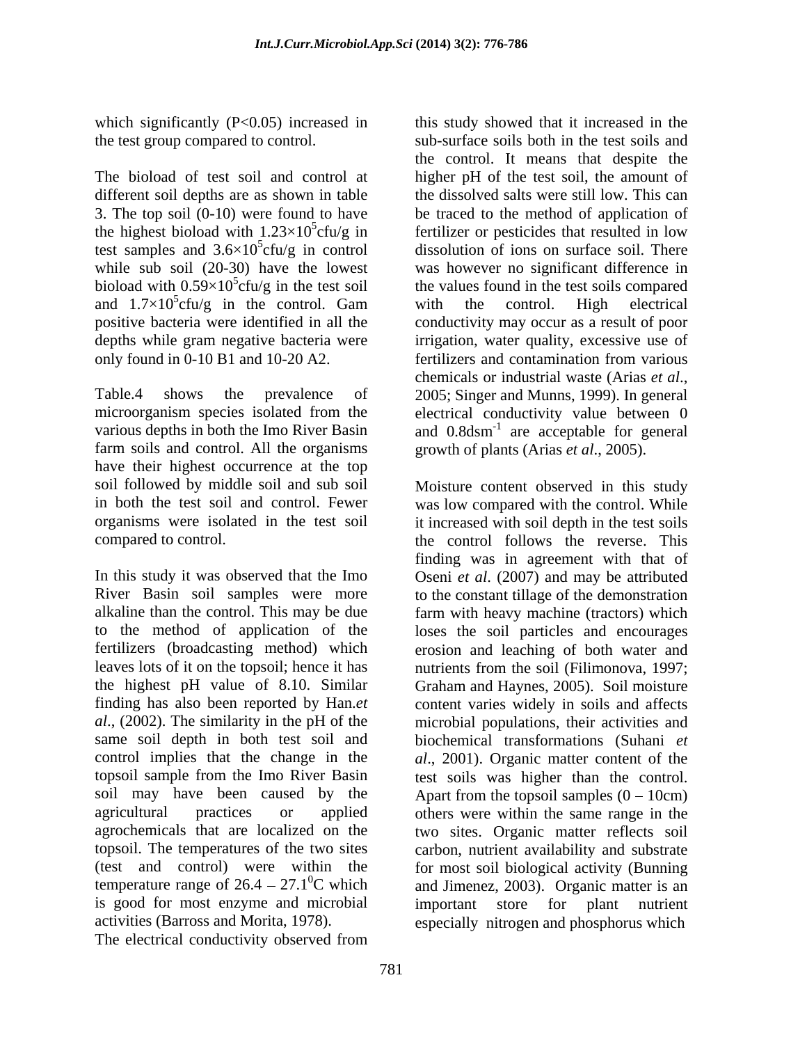which significantly ($P<0.05$) increased in the test group compared to control.

The bioload of test soil and control at different soil depths are as shown in table 3. The top soil (0-10) were found to have the highest bioload with $1.23\times10^5$cfu/g in test samples and $3.6\times10^5$cfu/g in control while sub soil (20-30) have the lowest bioload with $0.59\times10^5$cfu/g in the test soil and $1.7\times10^5$cfu/g in the control. Gam positive bacteria were identified in all the depths while gram negative bacteria were only found in 0-10 B1 and 10-20 A2.

Table.4 shows the prevalence of microorganism species isolated from the various depths in both the Imo River Basin farm soils and control. All the organisms have their highest occurrence at the top soil followed by middle soil and sub soil in both the test soil and control. Fewer organisms were isolated in the test soil compared to control.

In this study it was observed that the Imo River Basin soil samples were more alkaline than the control. This may be due to the method of application of the fertilizers (broadcasting method) which leaves lots of it on the topsoil; hence it has the highest pH value of 8.10. Similar finding has also been reported by Han.*et al*., (2002). The similarity in the pH of the same soil depth in both test soil and control implies that the change in the topsoil sample from the Imo River Basin soil may have been caused by the agricultural practices or applied agrochemicals that are localized on the topsoil. The temperatures of the two sites (test and control) were within the temperature range of $26.4 - 27.1^0$C which is good for most enzyme and microbial activities (Barross and Morita, 1978).

The electrical conductivity observed from this study showed that it increased in the sub-surface soils both in the test soils and the control. It means that despite the higher pH of the test soil, the amount of the dissolved salts were still low. This can be traced to the method of application of fertilizer or pesticides that resulted in low dissolution of ions on surface soil. There was however no significant difference in the values found in the test soils compared with the control. High electrical conductivity may occur as a result of poor irrigation, water quality, excessive use of fertilizers and contamination from various chemicals or industrial waste (Arias *et al*., 2005; Singer and Munns, 1999). In general electrical conductivity value between 0 and 0.8dsm$^{-1}$ are acceptable for general growth of plants (Arias *et al*., 2005).

Moisture content observed in this study was low compared with the control. While it increased with soil depth in the test soils the control follows the reverse. This finding was in agreement with that of Oseni *et al*. (2007) and may be attributed to the constant tillage of the demonstration farm with heavy machine (tractors) which loses the soil particles and encourages erosion and leaching of both water and nutrients from the soil (Filimonova, 1997; Graham and Haynes, 2005). Soil moisture content varies widely in soils and affects microbial populations, their activities and biochemical transformations (Suhani *et al*., 2001). Organic matter content of the test soils was higher than the control. Apart from the topsoil samples (0 – 10cm) others were within the same range in the two sites. Organic matter reflects soil carbon, nutrient availability and substrate for most soil biological activity (Bunning and Jimenez, 2003). Organic matter is an important store for plant nutrient especially nitrogen and phosphorus which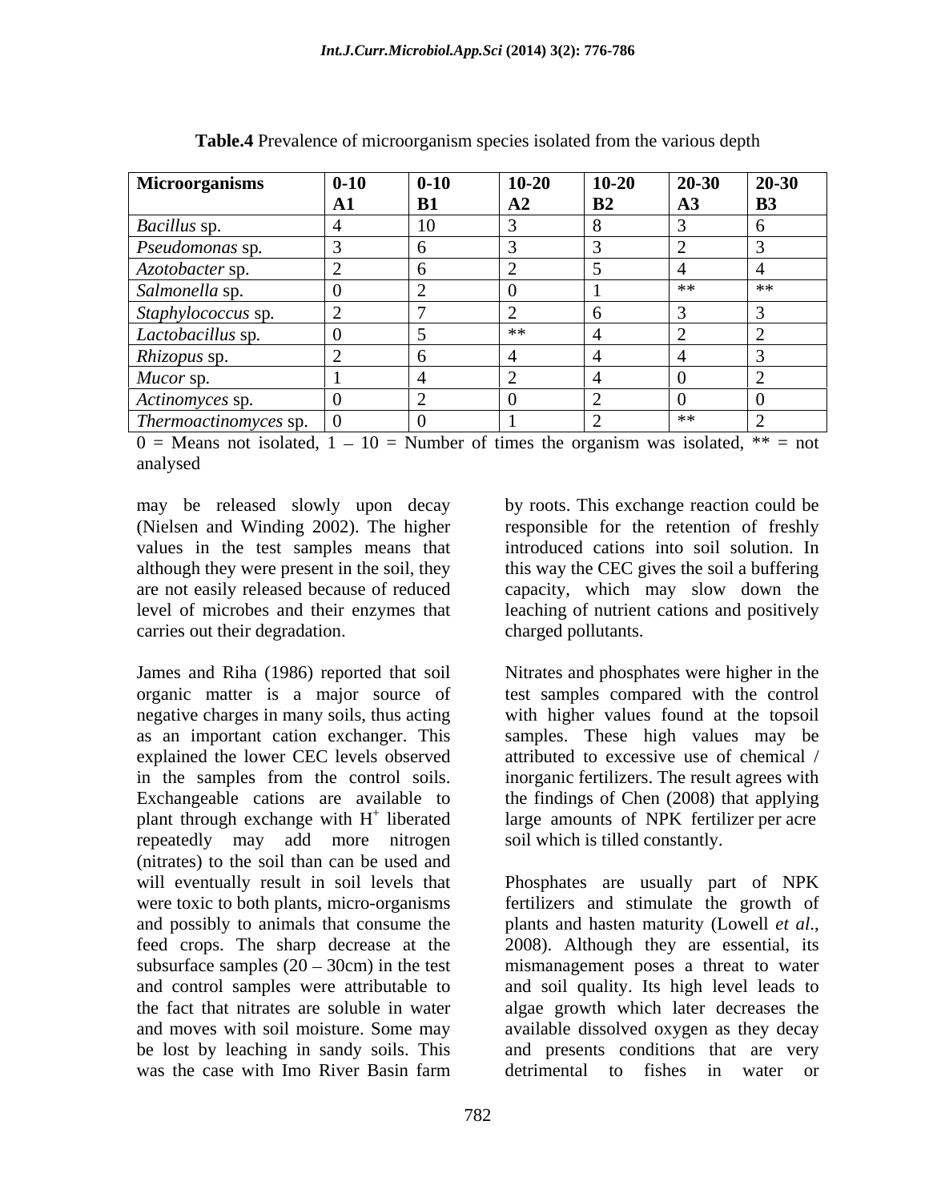**Table.4** Prevalence of microorganism species isolated from the various depth

| Microorganisms | 0-10 A1 | 0-10 B1 | 10-20 A2 | 10-20 B2 | 20-30 A3 | 20-30 B3 |
|---|---|---|---|---|---|---|
| *Bacillus* sp. | 4 | 10 | 3 | 8 | 3 | 6 |
| *Pseudomonas* sp. | 3 | 6 | 3 | 3 | 2 | 3 |
| *Azotobacter* sp. | 2 | 6 | 2 | 5 | 4 | 4 |
| *Salmonella* sp. | 0 | 2 | 0 | 1 | ** | ** |
| *Staphylococcus* sp. | 2 | 7 | 2 | 6 | 3 | 3 |
| *Lactobacillus* sp. | 0 | 5 | ** | 4 | 2 | 2 |
| *Rhizopus* sp. | 2 | 6 | 4 | 4 | 4 | 3 |
| *Mucor* sp. | 1 | 4 | 2 | 4 | 0 | 2 |
| *Actinomyces* sp. | 0 | 2 | 0 | 2 | 0 | 0 |
| *Thermoactinomyces* sp. | 0 | 0 | 1 | 2 | ** | 2 |

0 = Means not isolated, 1 – 10 = Number of times the organism was isolated, ** = not analysed

may be released slowly upon decay (Nielsen and Winding 2002). The higher values in the test samples means that although they were present in the soil, they are not easily released because of reduced level of microbes and their enzymes that carries out their degradation.

James and Riha (1986) reported that soil organic matter is a major source of negative charges in many soils, thus acting as an important cation exchanger. This explained the lower CEC levels observed in the samples from the control soils. Exchangeable cations are available to plant through exchange with $H^+$ liberated repeatedly may add more nitrogen (nitrates) to the soil than can be used and will eventually result in soil levels that were toxic to both plants, micro-organisms and possibly to animals that consume the feed crops. The sharp decrease at the subsurface samples (20 – 30cm) in the test and control samples were attributable to the fact that nitrates are soluble in water and moves with soil moisture. Some may be lost by leaching in sandy soils. This was the case with Imo River Basin farm by roots. This exchange reaction could be responsible for the retention of freshly introduced cations into soil solution. In this way the CEC gives the soil a buffering capacity, which may slow down the leaching of nutrient cations and positively charged pollutants.

Nitrates and phosphates were higher in the test samples compared with the control with higher values found at the topsoil samples. These high values may be attributed to excessive use of chemical / inorganic fertilizers. The result agrees with the findings of Chen (2008) that applying large amounts of NPK fertilizer per acre soil which is tilled constantly.

Phosphates are usually part of NPK fertilizers and stimulate the growth of plants and hasten maturity (Lowell *et al*., 2008). Although they are essential, its mismanagement poses a threat to water and soil quality. Its high level leads to algae growth which later decreases the available dissolved oxygen as they decay and presents conditions that are very detrimental to fishes in water or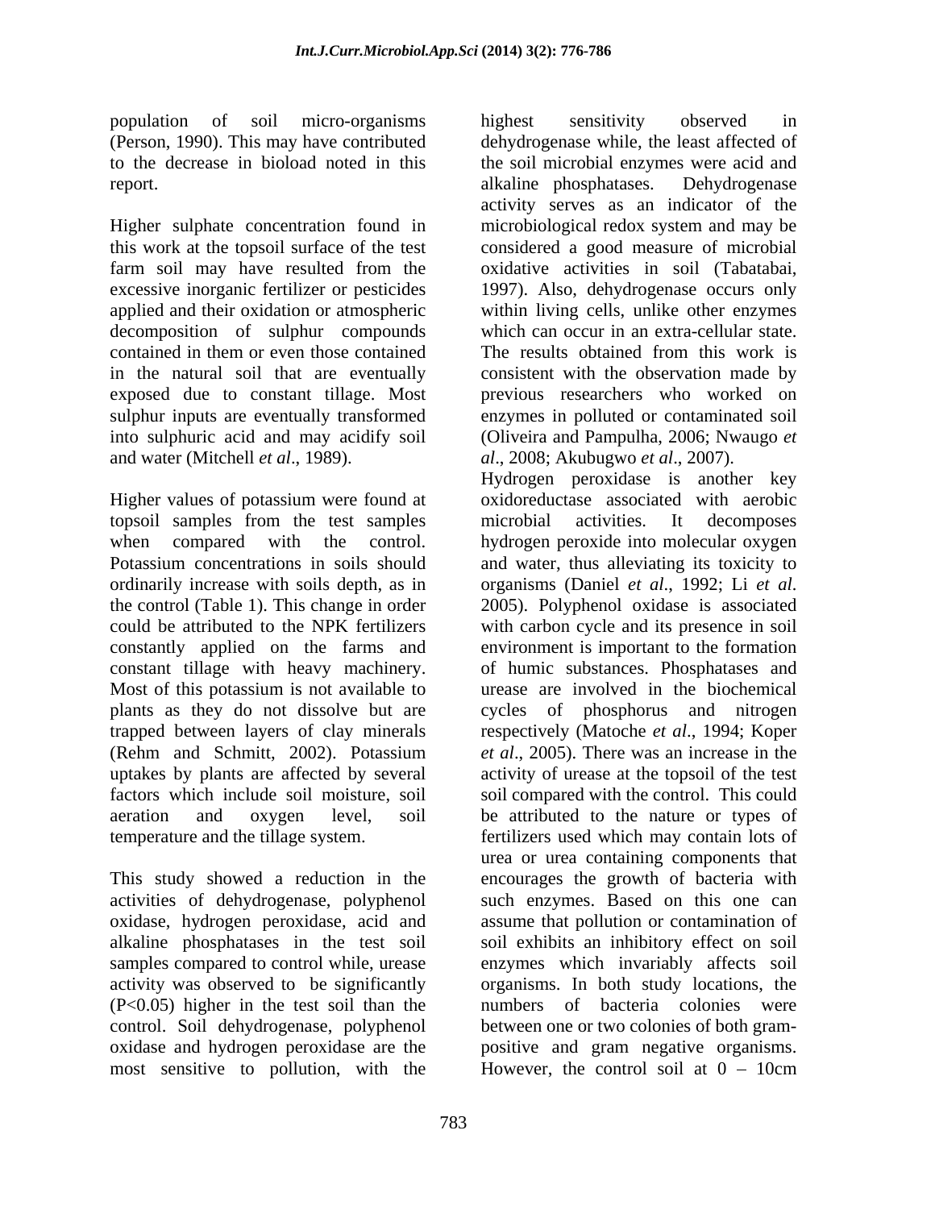population of soil micro-organisms (Person, 1990). This may have contributed to the decrease in bioload noted in this report.

Higher sulphate concentration found in this work at the topsoil surface of the test farm soil may have resulted from the excessive inorganic fertilizer or pesticides applied and their oxidation or atmospheric decomposition of sulphur compounds contained in them or even those contained in the natural soil that are eventually exposed due to constant tillage. Most sulphur inputs are eventually transformed into sulphuric acid and may acidify soil and water (Mitchell *et al*., 1989).

Higher values of potassium were found at topsoil samples from the test samples when compared with the control. Potassium concentrations in soils should ordinarily increase with soils depth, as in the control (Table 1). This change in order could be attributed to the NPK fertilizers constantly applied on the farms and constant tillage with heavy machinery. Most of this potassium is not available to plants as they do not dissolve but are trapped between layers of clay minerals (Rehm and Schmitt, 2002). Potassium uptakes by plants are affected by several factors which include soil moisture, soil aeration and oxygen level, soil temperature and the tillage system.

This study showed a reduction in the activities of dehydrogenase, polyphenol oxidase, hydrogen peroxidase, acid and alkaline phosphatases in the test soil samples compared to control while, urease activity was observed to be significantly ($P<0.05$) higher in the test soil than the control. Soil dehydrogenase, polyphenol oxidase and hydrogen peroxidase are the most sensitive to pollution, with the highest sensitivity observed in dehydrogenase while, the least affected of the soil microbial enzymes were acid and alkaline phosphatases. Dehydrogenase activity serves as an indicator of the microbiological redox system and may be considered a good measure of microbial oxidative activities in soil (Tabatabai, 1997). Also, dehydrogenase occurs only within living cells, unlike other enzymes which can occur in an extra-cellular state. The results obtained from this work is consistent with the observation made by previous researchers who worked on enzymes in polluted or contaminated soil (Oliveira and Pampulha, 2006; Nwaugo *et al*., 2008; Akubugwo *et al*., 2007).
Hydrogen peroxidase is another key oxidoreductase associated with aerobic microbial activities. It decomposes hydrogen peroxide into molecular oxygen and water, thus alleviating its toxicity to organisms (Daniel *et al*., 1992; Li *et al.* 2005). Polyphenol oxidase is associated with carbon cycle and its presence in soil environment is important to the formation of humic substances. Phosphatases and urease are involved in the biochemical cycles of phosphorus and nitrogen respectively (Matoche *et al*., 1994; Koper *et al*., 2005). There was an increase in the activity of urease at the topsoil of the test soil compared with the control. This could be attributed to the nature or types of fertilizers used which may contain lots of urea or urea containing components that encourages the growth of bacteria with such enzymes. Based on this one can assume that pollution or contamination of soil exhibits an inhibitory effect on soil enzymes which invariably affects soil organisms. In both study locations, the numbers of bacteria colonies were between one or two colonies of both gram-positive and gram negative organisms. However, the control soil at 0 – 10cm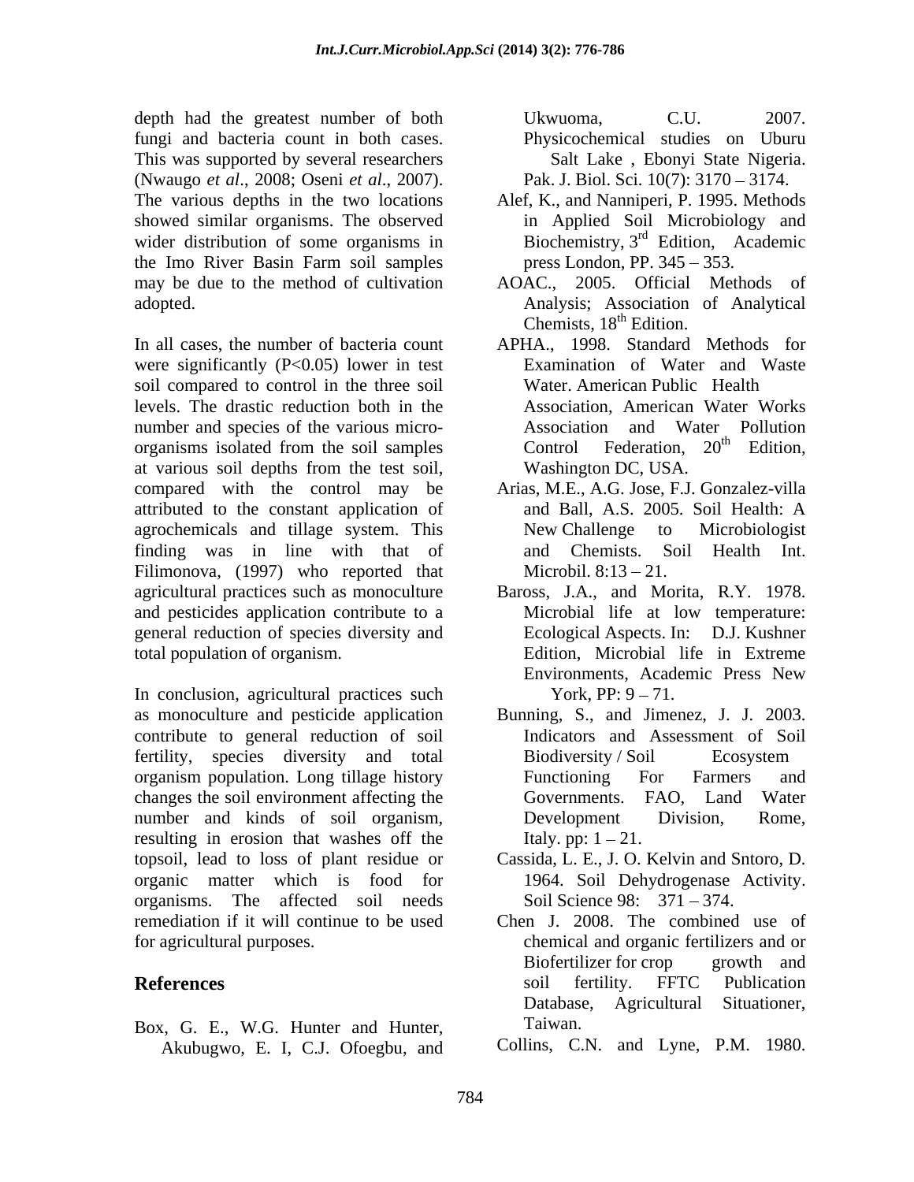depth had the greatest number of both fungi and bacteria count in both cases. This was supported by several researchers (Nwaugo *et al*., 2008; Oseni *et al*., 2007). The various depths in the two locations showed similar organisms. The observed wider distribution of some organisms in the Imo River Basin Farm soil samples may be due to the method of cultivation adopted.

In all cases, the number of bacteria count were significantly ($P<0.05$) lower in test soil compared to control in the three soil levels. The drastic reduction both in the number and species of the various micro-organisms isolated from the soil samples at various soil depths from the test soil, compared with the control may be attributed to the constant application of agrochemicals and tillage system. This finding was in line with that of Filimonova, (1997) who reported that agricultural practices such as monoculture and pesticides application contribute to a general reduction of species diversity and total population of organism.

In conclusion, agricultural practices such as monoculture and pesticide application contribute to general reduction of soil fertility, species diversity and total organism population. Long tillage history changes the soil environment affecting the number and kinds of soil organism, resulting in erosion that washes off the topsoil, lead to loss of plant residue or organic matter which is food for organisms. The affected soil needs remediation if it will continue to be used for agricultural purposes.

## References

Box, G. E., W.G. Hunter and Hunter, Akubugwo, E. I, C.J. Ofoegbu, and Ukwuoma, C.U. 2007. Physicochemical studies on Uburu Salt Lake , Ebonyi State Nigeria. Pak. J. Biol. Sci. 10(7): 3170 – 3174.

Alef, K., and Nanniperi, P. 1995. Methods in Applied Soil Microbiology and Biochemistry, 3rd Edition, Academic press London, PP. 345 – 353.

AOAC., 2005. Official Methods of Analysis; Association of Analytical Chemists, 18th Edition.

APHA., 1998. Standard Methods for Examination of Water and Waste Water. American Public Health Association, American Water Works Association and Water Pollution Control Federation, 20th Edition, Washington DC, USA.

Arias, M.E., A.G. Jose, F.J. Gonzalez-villa and Ball, A.S. 2005. Soil Health: A New Challenge to Microbiologist and Chemists. Soil Health Int. Microbil. 8:13 – 21.

Baross, J.A., and Morita, R.Y. 1978. Microbial life at low temperature: Ecological Aspects. In: D.J. Kushner Edition, Microbial life in Extreme Environments, Academic Press New York, PP: 9 – 71.

Bunning, S., and Jimenez, J. J. 2003. Indicators and Assessment of Soil Biodiversity / Soil Ecosystem Functioning For Farmers and Governments. FAO, Land Water Development Division, Rome, Italy. pp: 1 – 21.

Cassida, L. E., J. O. Kelvin and Sntoro, D. 1964. Soil Dehydrogenase Activity. Soil Science 98: 371 – 374.

Chen J. 2008. The combined use of chemical and organic fertilizers and or Biofertilizer for crop growth and soil fertility. FFTC Publication Database, Agricultural Situationer, Taiwan.

Collins, C.N. and Lyne, P.M. 1980.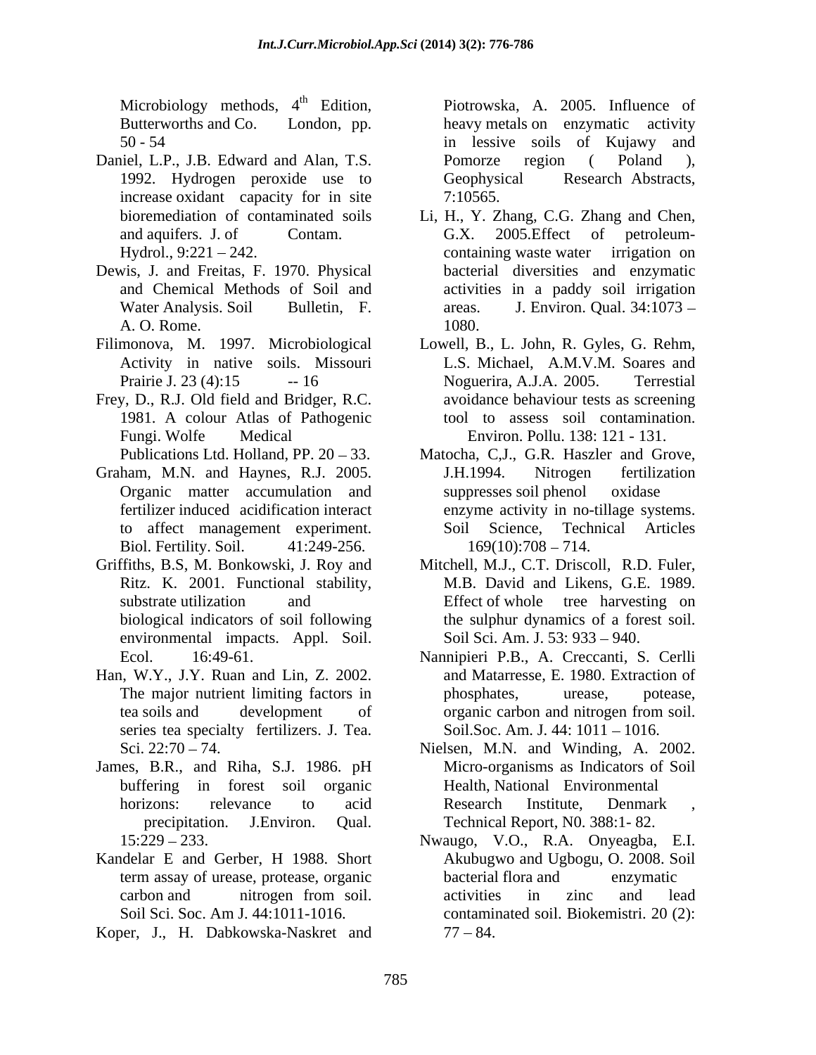Microbiology methods, 4th Edition, Butterworths and Co. London, pp. 50 - 54

Daniel, L.P., J.B. Edward and Alan, T.S. 1992. Hydrogen peroxide use to increase oxidant capacity for in site bioremediation of contaminated soils and aquifers. J. of Contam. Hydrol., 9:221 – 242.

Dewis, J. and Freitas, F. 1970. Physical and Chemical Methods of Soil and Water Analysis. Soil Bulletin, F. A. O. Rome.

Filimonova, M. 1997. Microbiological Activity in native soils. Missouri Prairie J. 23 (4):15 -- 16

Frey, D., R.J. Old field and Bridger, R.C. 1981. A colour Atlas of Pathogenic Fungi. Wolfe Medical Publications Ltd. Holland, PP. 20 – 33.

Graham, M.N. and Haynes, R.J. 2005. Organic matter accumulation and fertilizer induced acidification interact to affect management experiment. Biol. Fertility. Soil. 41:249-256.

Griffiths, B.S, M. Bonkowski, J. Roy and Ritz. K. 2001. Functional stability, substrate utilization and biological indicators of soil following environmental impacts. Appl. Soil. Ecol. 16:49-61.

Han, W.Y., J.Y. Ruan and Lin, Z. 2002. The major nutrient limiting factors in tea soils and development of series tea specialty fertilizers. J. Tea. Sci. 22:70 – 74.

James, B.R., and Riha, S.J. 1986. pH buffering in forest soil organic horizons: relevance to acid precipitation. J.Environ. Qual. 15:229 – 233.

Kandelar E and Gerber, H 1988. Short term assay of urease, protease, organic carbon and nitrogen from soil. Soil Sci. Soc. Am J. 44:1011-1016.

Koper, J., H. Dabkowska-Naskret and Piotrowska, A. 2005. Influence of heavy metals on enzymatic activity in lessive soils of Kujawy and Pomorze region ( Poland ), Geophysical Research Abstracts, 7:10565.

Li, H., Y. Zhang, C.G. Zhang and Chen, G.X. 2005.Effect of petroleum-containing waste water irrigation on bacterial diversities and enzymatic activities in a paddy soil irrigation areas. J. Environ. Qual. 34:1073 – 1080.

Lowell, B., L. John, R. Gyles, G. Rehm, L.S. Michael, A.M.V.M. Soares and Noguerira, A.J.A. 2005. Terrestial avoidance behaviour tests as screening tool to assess soil contamination. Environ. Pollu. 138: 121 - 131.

Matocha, C,J., G.R. Haszler and Grove, J.H.1994. Nitrogen fertilization suppresses soil phenol oxidase enzyme activity in no-tillage systems. Soil Science, Technical Articles 169(10):708 – 714.

Mitchell, M.J., C.T. Driscoll, R.D. Fuler, M.B. David and Likens, G.E. 1989. Effect of whole tree harvesting on the sulphur dynamics of a forest soil. Soil Sci. Am. J. 53: 933 – 940.

Nannipieri P.B., A. Creccanti, S. Cerlli and Matarresse, E. 1980. Extraction of phosphates, urease, potease, organic carbon and nitrogen from soil. Soil.Soc. Am. J. 44: 1011 – 1016.

Nielsen, M.N. and Winding, A. 2002. Micro-organisms as Indicators of Soil Health, National Environmental Research Institute, Denmark , Technical Report, N0. 388:1- 82.

Nwaugo, V.O., R.A. Onyeagba, E.I. Akubugwo and Ugbogu, O. 2008. Soil bacterial flora and enzymatic activities in zinc and lead contaminated soil. Biokemistri. 20 (2): 77 – 84.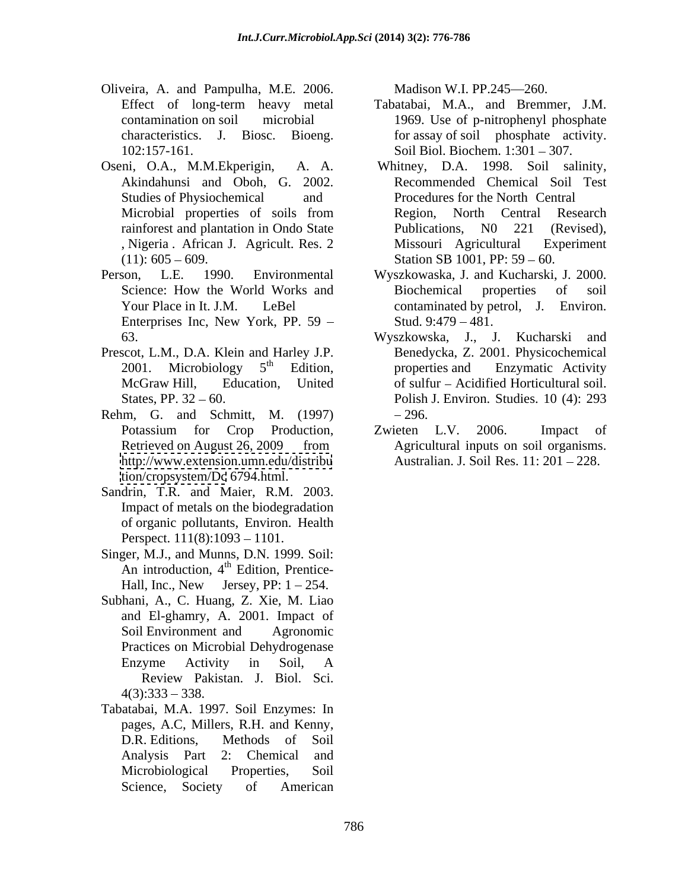Oliveira, A. and Pampulha, M.E. 2006. Effect of long-term heavy metal contamination on soil microbial characteristics. J. Biosc. Bioeng. 102:157-161.

Oseni, O.A., M.M.Ekperigin, A. A. Akindahunsi and Oboh, G. 2002. Studies of Physiochemical and Microbial properties of soils from rainforest and plantation in Ondo State , Nigeria . African J. Agricult. Res. 2 (11): 605 – 609.

Person, L.E. 1990. Environmental Science: How the World Works and Your Place in It. J.M. LeBel Enterprises Inc, New York, PP. 59 – 63.

Prescot, L.M., D.A. Klein and Harley J.P. 2001. Microbiology 5th Edition, McGraw Hill, Education, United States, PP. 32 – 60.

Rehm, G. and Schmitt, M. (1997) Potassium for Crop Production, Retrieved on August 26, 2009 from http://www.extension.umn.edu/distribution/cropsystem/Dc 6794.html.

Sandrin, T.R. and Maier, R.M. 2003. Impact of metals on the biodegradation of organic pollutants, Environ. Health Perspect. 111(8):1093 – 1101.

Singer, M.J., and Munns, D.N. 1999. Soil: An introduction, 4th Edition, Prentice-Hall, Inc., New Jersey, PP: 1 – 254.

Subhani, A., C. Huang, Z. Xie, M. Liao and El-ghamry, A. 2001. Impact of Soil Environment and Agronomic Practices on Microbial Dehydrogenase Enzyme Activity in Soil, A Review Pakistan. J. Biol. Sci. 4(3):333 – 338.

Tabatabai, M.A. 1997. Soil Enzymes: In pages, A.C, Millers, R.H. and Kenny, D.R. Editions, Methods of Soil Analysis Part 2: Chemical and Microbiological Properties, Soil Science, Society of American Madison W.I. PP.245—260.

Tabatabai, M.A., and Bremmer, J.M. 1969. Use of p-nitrophenyl phosphate for assay of soil phosphate activity. Soil Biol. Biochem. 1:301 – 307.

Whitney, D.A. 1998. Soil salinity, Recommended Chemical Soil Test Procedures for the North Central Region, North Central Research Publications, N0 221 (Revised), Missouri Agricultural Experiment Station SB 1001, PP: 59 – 60.

Wyszkowaska, J. and Kucharski, J. 2000. Biochemical properties of soil contaminated by petrol, J. Environ. Stud. 9:479 – 481.

Wyszkowska, J., J. Kucharski and Benedycka, Z. 2001. Physicochemical properties and Enzymatic Activity of sulfur – Acidified Horticultural soil. Polish J. Environ. Studies. 10 (4): 293 – 296.

Zwieten L.V. 2006. Impact of Agricultural inputs on soil organisms. Australian. J. Soil Res. 11: 201 – 228.